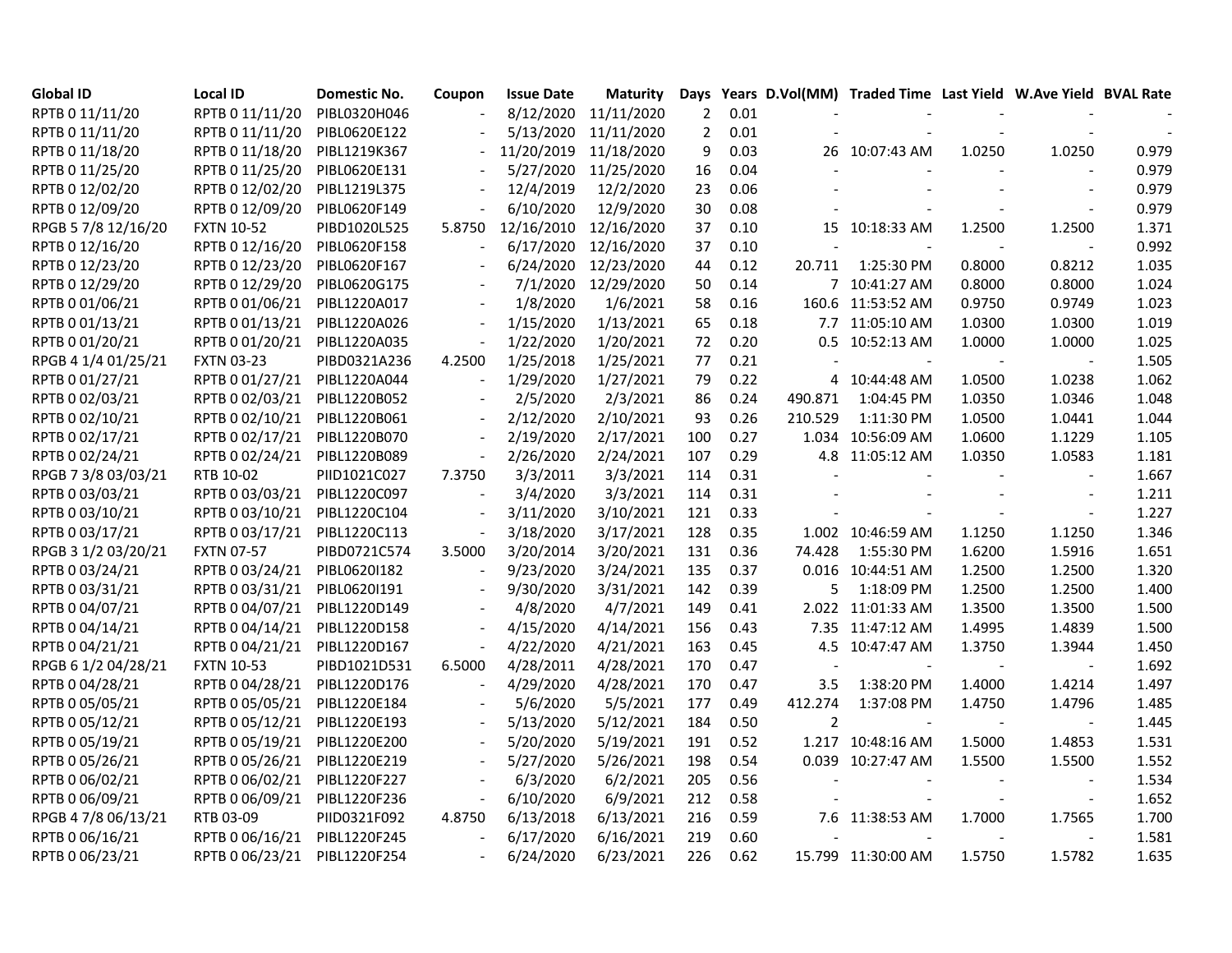| Global ID | Local ID | Domestic No. | Coupon | Issue Date | Maturity | Days | Years | D.Vol(MM) | Traded Time | Last Yield | W.Ave Yield | BVAL Rate |
|---|---|---|---|---|---|---|---|---|---|---|---|---|
| RPTB 0 11/11/20 | RPTB 0 11/11/20 | PIBL0320H046 | - | 8/12/2020 | 11/11/2020 | 2 | 0.01 | - | - | - | - | - |
| RPTB 0 11/11/20 | RPTB 0 11/11/20 | PIBL0620E122 | - | 5/13/2020 | 11/11/2020 | 2 | 0.01 | - | - | - | - | - |
| RPTB 0 11/18/20 | RPTB 0 11/18/20 | PIBL1219K367 | - | 11/20/2019 | 11/18/2020 | 9 | 0.03 | 26 | 10:07:43 AM | 1.0250 | 1.0250 | 0.979 |
| RPTB 0 11/25/20 | RPTB 0 11/25/20 | PIBL0620E131 | - | 5/27/2020 | 11/25/2020 | 16 | 0.04 | - | - | - | - | 0.979 |
| RPTB 0 12/02/20 | RPTB 0 12/02/20 | PIBL1219L375 | - | 12/4/2019 | 12/2/2020 | 23 | 0.06 | - | - | - | - | 0.979 |
| RPTB 0 12/09/20 | RPTB 0 12/09/20 | PIBL0620F149 | - | 6/10/2020 | 12/9/2020 | 30 | 0.08 | - | - | - | - | 0.979 |
| RPGB 5 7/8 12/16/20 | FXTN 10-52 | PIBD1020L525 | 5.8750 | 12/16/2010 | 12/16/2020 | 37 | 0.10 | 15 | 10:18:33 AM | 1.2500 | 1.2500 | 1.371 |
| RPTB 0 12/16/20 | RPTB 0 12/16/20 | PIBL0620F158 | - | 6/17/2020 | 12/16/2020 | 37 | 0.10 | - | - | - | - | 0.992 |
| RPTB 0 12/23/20 | RPTB 0 12/23/20 | PIBL0620F167 | - | 6/24/2020 | 12/23/2020 | 44 | 0.12 | 20.711 | 1:25:30 PM | 0.8000 | 0.8212 | 1.035 |
| RPTB 0 12/29/20 | RPTB 0 12/29/20 | PIBL0620G175 | - | 7/1/2020 | 12/29/2020 | 50 | 0.14 | 7 | 10:41:27 AM | 0.8000 | 0.8000 | 1.024 |
| RPTB 0 01/06/21 | RPTB 0 01/06/21 | PIBL1220A017 | - | 1/8/2020 | 1/6/2021 | 58 | 0.16 | 160.6 | 11:53:52 AM | 0.9750 | 0.9749 | 1.023 |
| RPTB 0 01/13/21 | RPTB 0 01/13/21 | PIBL1220A026 | - | 1/15/2020 | 1/13/2021 | 65 | 0.18 | 7.7 | 11:05:10 AM | 1.0300 | 1.0300 | 1.019 |
| RPTB 0 01/20/21 | RPTB 0 01/20/21 | PIBL1220A035 | - | 1/22/2020 | 1/20/2021 | 72 | 0.20 | 0.5 | 10:52:13 AM | 1.0000 | 1.0000 | 1.025 |
| RPGB 4 1/4 01/25/21 | FXTN 03-23 | PIBD0321A236 | 4.2500 | 1/25/2018 | 1/25/2021 | 77 | 0.21 | - | - | - | - | 1.505 |
| RPTB 0 01/27/21 | RPTB 0 01/27/21 | PIBL1220A044 | - | 1/29/2020 | 1/27/2021 | 79 | 0.22 | 4 | 10:44:48 AM | 1.0500 | 1.0238 | 1.062 |
| RPTB 0 02/03/21 | RPTB 0 02/03/21 | PIBL1220B052 | - | 2/5/2020 | 2/3/2021 | 86 | 0.24 | 490.871 | 1:04:45 PM | 1.0350 | 1.0346 | 1.048 |
| RPTB 0 02/10/21 | RPTB 0 02/10/21 | PIBL1220B061 | - | 2/12/2020 | 2/10/2021 | 93 | 0.26 | 210.529 | 1:11:30 PM | 1.0500 | 1.0441 | 1.044 |
| RPTB 0 02/17/21 | RPTB 0 02/17/21 | PIBL1220B070 | - | 2/19/2020 | 2/17/2021 | 100 | 0.27 | 1.034 | 10:56:09 AM | 1.0600 | 1.1229 | 1.105 |
| RPTB 0 02/24/21 | RPTB 0 02/24/21 | PIBL1220B089 | - | 2/26/2020 | 2/24/2021 | 107 | 0.29 | 4.8 | 11:05:12 AM | 1.0350 | 1.0583 | 1.181 |
| RPGB 7 3/8 03/03/21 | RTB 10-02 | PIID1021C027 | 7.3750 | 3/3/2011 | 3/3/2021 | 114 | 0.31 | - | - | - | - | 1.667 |
| RPTB 0 03/03/21 | RPTB 0 03/03/21 | PIBL1220C097 | - | 3/4/2020 | 3/3/2021 | 114 | 0.31 | - | - | - | - | 1.211 |
| RPTB 0 03/10/21 | RPTB 0 03/10/21 | PIBL1220C104 | - | 3/11/2020 | 3/10/2021 | 121 | 0.33 | - | - | - | - | 1.227 |
| RPTB 0 03/17/21 | RPTB 0 03/17/21 | PIBL1220C113 | - | 3/18/2020 | 3/17/2021 | 128 | 0.35 | 1.002 | 10:46:59 AM | 1.1250 | 1.1250 | 1.346 |
| RPGB 3 1/2 03/20/21 | FXTN 07-57 | PIBD0721C574 | 3.5000 | 3/20/2014 | 3/20/2021 | 131 | 0.36 | 74.428 | 1:55:30 PM | 1.6200 | 1.5916 | 1.651 |
| RPTB 0 03/24/21 | RPTB 0 03/24/21 | PIBL0620I182 | - | 9/23/2020 | 3/24/2021 | 135 | 0.37 | 0.016 | 10:44:51 AM | 1.2500 | 1.2500 | 1.320 |
| RPTB 0 03/31/21 | RPTB 0 03/31/21 | PIBL0620I191 | - | 9/30/2020 | 3/31/2021 | 142 | 0.39 | 5 | 1:18:09 PM | 1.2500 | 1.2500 | 1.400 |
| RPTB 0 04/07/21 | RPTB 0 04/07/21 | PIBL1220D149 | - | 4/8/2020 | 4/7/2021 | 149 | 0.41 | 2.022 | 11:01:33 AM | 1.3500 | 1.3500 | 1.500 |
| RPTB 0 04/14/21 | RPTB 0 04/14/21 | PIBL1220D158 | - | 4/15/2020 | 4/14/2021 | 156 | 0.43 | 7.35 | 11:47:12 AM | 1.4995 | 1.4839 | 1.500 |
| RPTB 0 04/21/21 | RPTB 0 04/21/21 | PIBL1220D167 | - | 4/22/2020 | 4/21/2021 | 163 | 0.45 | 4.5 | 10:47:47 AM | 1.3750 | 1.3944 | 1.450 |
| RPGB 6 1/2 04/28/21 | FXTN 10-53 | PIBD1021D531 | 6.5000 | 4/28/2011 | 4/28/2021 | 170 | 0.47 | - | - | - | - | 1.692 |
| RPTB 0 04/28/21 | RPTB 0 04/28/21 | PIBL1220D176 | - | 4/29/2020 | 4/28/2021 | 170 | 0.47 | 3.5 | 1:38:20 PM | 1.4000 | 1.4214 | 1.497 |
| RPTB 0 05/05/21 | RPTB 0 05/05/21 | PIBL1220E184 | - | 5/6/2020 | 5/5/2021 | 177 | 0.49 | 412.274 | 1:37:08 PM | 1.4750 | 1.4796 | 1.485 |
| RPTB 0 05/12/21 | RPTB 0 05/12/21 | PIBL1220E193 | - | 5/13/2020 | 5/12/2021 | 184 | 0.50 | 2 | - | - | - | 1.445 |
| RPTB 0 05/19/21 | RPTB 0 05/19/21 | PIBL1220E200 | - | 5/20/2020 | 5/19/2021 | 191 | 0.52 | 1.217 | 10:48:16 AM | 1.5000 | 1.4853 | 1.531 |
| RPTB 0 05/26/21 | RPTB 0 05/26/21 | PIBL1220E219 | - | 5/27/2020 | 5/26/2021 | 198 | 0.54 | 0.039 | 10:27:47 AM | 1.5500 | 1.5500 | 1.552 |
| RPTB 0 06/02/21 | RPTB 0 06/02/21 | PIBL1220F227 | - | 6/3/2020 | 6/2/2021 | 205 | 0.56 | - | - | - | - | 1.534 |
| RPTB 0 06/09/21 | RPTB 0 06/09/21 | PIBL1220F236 | - | 6/10/2020 | 6/9/2021 | 212 | 0.58 | - | - | - | - | 1.652 |
| RPGB 4 7/8 06/13/21 | RTB 03-09 | PIID0321F092 | 4.8750 | 6/13/2018 | 6/13/2021 | 216 | 0.59 | 7.6 | 11:38:53 AM | 1.7000 | 1.7565 | 1.700 |
| RPTB 0 06/16/21 | RPTB 0 06/16/21 | PIBL1220F245 | - | 6/17/2020 | 6/16/2021 | 219 | 0.60 | - | - | - | - | 1.581 |
| RPTB 0 06/23/21 | RPTB 0 06/23/21 | PIBL1220F254 | - | 6/24/2020 | 6/23/2021 | 226 | 0.62 | 15.799 | 11:30:00 AM | 1.5750 | 1.5782 | 1.635 |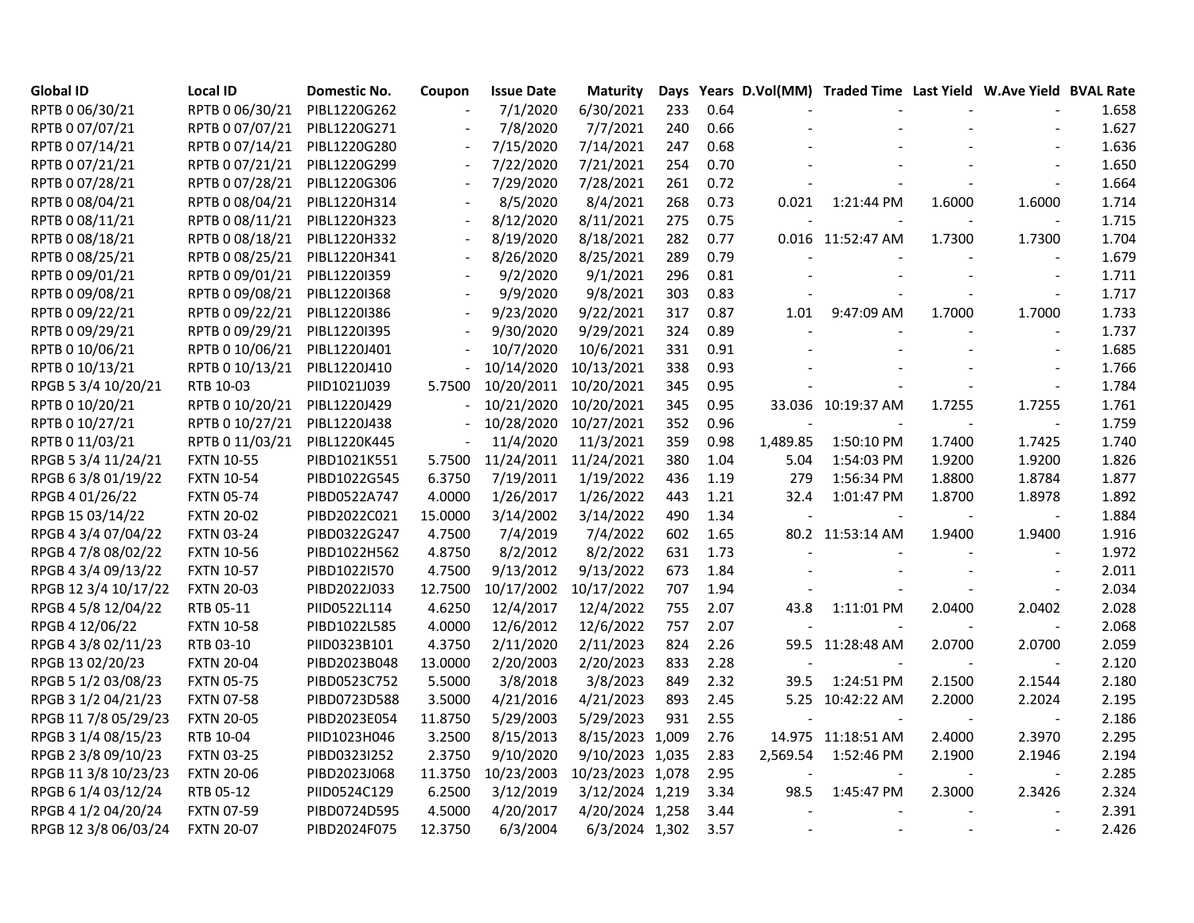| Global ID | Local ID | Domestic No. | Coupon | Issue Date | Maturity | Days | Years | D.Vol(MM) | Traded Time | Last Yield | W.Ave Yield | BVAL Rate |
|---|---|---|---|---|---|---|---|---|---|---|---|---|
| RPTB 0 06/30/21 | RPTB 0 06/30/21 | PIBL1220G262 | - | 7/1/2020 | 6/30/2021 | 233 | 0.64 | - | - | - | - | 1.658 |
| RPTB 0 07/07/21 | RPTB 0 07/07/21 | PIBL1220G271 | - | 7/8/2020 | 7/7/2021 | 240 | 0.66 | - | - | - | - | 1.627 |
| RPTB 0 07/14/21 | RPTB 0 07/14/21 | PIBL1220G280 | - | 7/15/2020 | 7/14/2021 | 247 | 0.68 | - | - | - | - | 1.636 |
| RPTB 0 07/21/21 | RPTB 0 07/21/21 | PIBL1220G299 | - | 7/22/2020 | 7/21/2021 | 254 | 0.70 | - | - | - | - | 1.650 |
| RPTB 0 07/28/21 | RPTB 0 07/28/21 | PIBL1220G306 | - | 7/29/2020 | 7/28/2021 | 261 | 0.72 | - | - | - | - | 1.664 |
| RPTB 0 08/04/21 | RPTB 0 08/04/21 | PIBL1220H314 | - | 8/5/2020 | 8/4/2021 | 268 | 0.73 | 0.021 | 1:21:44 PM | 1.6000 | 1.6000 | 1.714 |
| RPTB 0 08/11/21 | RPTB 0 08/11/21 | PIBL1220H323 | - | 8/12/2020 | 8/11/2021 | 275 | 0.75 | - | - | - | - | 1.715 |
| RPTB 0 08/18/21 | RPTB 0 08/18/21 | PIBL1220H332 | - | 8/19/2020 | 8/18/2021 | 282 | 0.77 | 0.016 | 11:52:47 AM | 1.7300 | 1.7300 | 1.704 |
| RPTB 0 08/25/21 | RPTB 0 08/25/21 | PIBL1220H341 | - | 8/26/2020 | 8/25/2021 | 289 | 0.79 | - | - | - | - | 1.679 |
| RPTB 0 09/01/21 | RPTB 0 09/01/21 | PIBL1220I359 | - | 9/2/2020 | 9/1/2021 | 296 | 0.81 | - | - | - | - | 1.711 |
| RPTB 0 09/08/21 | RPTB 0 09/08/21 | PIBL1220I368 | - | 9/9/2020 | 9/8/2021 | 303 | 0.83 | - | - | - | - | 1.717 |
| RPTB 0 09/22/21 | RPTB 0 09/22/21 | PIBL1220I386 | - | 9/23/2020 | 9/22/2021 | 317 | 0.87 | 1.01 | 9:47:09 AM | 1.7000 | 1.7000 | 1.733 |
| RPTB 0 09/29/21 | RPTB 0 09/29/21 | PIBL1220I395 | - | 9/30/2020 | 9/29/2021 | 324 | 0.89 | - | - | - | - | 1.737 |
| RPTB 0 10/06/21 | RPTB 0 10/06/21 | PIBL1220J401 | - | 10/7/2020 | 10/6/2021 | 331 | 0.91 | - | - | - | - | 1.685 |
| RPTB 0 10/13/21 | RPTB 0 10/13/21 | PIBL1220J410 | - | 10/14/2020 | 10/13/2021 | 338 | 0.93 | - | - | - | - | 1.766 |
| RPGB 5 3/4 10/20/21 | RTB 10-03 | PIID1021J039 | 5.7500 | 10/20/2011 | 10/20/2021 | 345 | 0.95 | - | - | - | - | 1.784 |
| RPTB 0 10/20/21 | RPTB 0 10/20/21 | PIBL1220J429 | - | 10/21/2020 | 10/20/2021 | 345 | 0.95 | 33.036 | 10:19:37 AM | 1.7255 | 1.7255 | 1.761 |
| RPTB 0 10/27/21 | RPTB 0 10/27/21 | PIBL1220J438 | - | 10/28/2020 | 10/27/2021 | 352 | 0.96 | - | - | - | - | 1.759 |
| RPTB 0 11/03/21 | RPTB 0 11/03/21 | PIBL1220K445 | - | 11/4/2020 | 11/3/2021 | 359 | 0.98 | 1,489.85 | 1:50:10 PM | 1.7400 | 1.7425 | 1.740 |
| RPGB 5 3/4 11/24/21 | FXTN 10-55 | PIBD1021K551 | 5.7500 | 11/24/2011 | 11/24/2021 | 380 | 1.04 | 5.04 | 1:54:03 PM | 1.9200 | 1.9200 | 1.826 |
| RPGB 6 3/8 01/19/22 | FXTN 10-54 | PIBD1022G545 | 6.3750 | 7/19/2011 | 1/19/2022 | 436 | 1.19 | 279 | 1:56:34 PM | 1.8800 | 1.8784 | 1.877 |
| RPGB 4 01/26/22 | FXTN 05-74 | PIBD0522A747 | 4.0000 | 1/26/2017 | 1/26/2022 | 443 | 1.21 | 32.4 | 1:01:47 PM | 1.8700 | 1.8978 | 1.892 |
| RPGB 15 03/14/22 | FXTN 20-02 | PIBD2022C021 | 15.0000 | 3/14/2002 | 3/14/2022 | 490 | 1.34 | - | - | - | - | 1.884 |
| RPGB 4 3/4 07/04/22 | FXTN 03-24 | PIBD0322G247 | 4.7500 | 7/4/2019 | 7/4/2022 | 602 | 1.65 | 80.2 | 11:53:14 AM | 1.9400 | 1.9400 | 1.916 |
| RPGB 4 7/8 08/02/22 | FXTN 10-56 | PIBD1022H562 | 4.8750 | 8/2/2012 | 8/2/2022 | 631 | 1.73 | - | - | - | - | 1.972 |
| RPGB 4 3/4 09/13/22 | FXTN 10-57 | PIBD1022I570 | 4.7500 | 9/13/2012 | 9/13/2022 | 673 | 1.84 | - | - | - | - | 2.011 |
| RPGB 12 3/4 10/17/22 | FXTN 20-03 | PIBD2022J033 | 12.7500 | 10/17/2002 | 10/17/2022 | 707 | 1.94 | - | - | - | - | 2.034 |
| RPGB 4 5/8 12/04/22 | RTB 05-11 | PIID0522L114 | 4.6250 | 12/4/2017 | 12/4/2022 | 755 | 2.07 | 43.8 | 1:11:01 PM | 2.0400 | 2.0402 | 2.028 |
| RPGB 4 12/06/22 | FXTN 10-58 | PIBD1022L585 | 4.0000 | 12/6/2012 | 12/6/2022 | 757 | 2.07 | - | - | - | - | 2.068 |
| RPGB 4 3/8 02/11/23 | RTB 03-10 | PIID0323B101 | 4.3750 | 2/11/2020 | 2/11/2023 | 824 | 2.26 | 59.5 | 11:28:48 AM | 2.0700 | 2.0700 | 2.059 |
| RPGB 13 02/20/23 | FXTN 20-04 | PIBD2023B048 | 13.0000 | 2/20/2003 | 2/20/2023 | 833 | 2.28 | - | - | - | - | 2.120 |
| RPGB 5 1/2 03/08/23 | FXTN 05-75 | PIBD0523C752 | 5.5000 | 3/8/2018 | 3/8/2023 | 849 | 2.32 | 39.5 | 1:24:51 PM | 2.1500 | 2.1544 | 2.180 |
| RPGB 3 1/2 04/21/23 | FXTN 07-58 | PIBD0723D588 | 3.5000 | 4/21/2016 | 4/21/2023 | 893 | 2.45 | 5.25 | 10:42:22 AM | 2.2000 | 2.2024 | 2.195 |
| RPGB 11 7/8 05/29/23 | FXTN 20-05 | PIBD2023E054 | 11.8750 | 5/29/2003 | 5/29/2023 | 931 | 2.55 | - | - | - | - | 2.186 |
| RPGB 3 1/4 08/15/23 | RTB 10-04 | PIID1023H046 | 3.2500 | 8/15/2013 | 8/15/2023 | 1,009 | 2.76 | 14.975 | 11:18:51 AM | 2.4000 | 2.3970 | 2.295 |
| RPGB 2 3/8 09/10/23 | FXTN 03-25 | PIBD0323I252 | 2.3750 | 9/10/2020 | 9/10/2023 | 1,035 | 2.83 | 2,569.54 | 1:52:46 PM | 2.1900 | 2.1946 | 2.194 |
| RPGB 11 3/8 10/23/23 | FXTN 20-06 | PIBD2023J068 | 11.3750 | 10/23/2003 | 10/23/2023 | 1,078 | 2.95 | - | - | - | - | 2.285 |
| RPGB 6 1/4 03/12/24 | RTB 05-12 | PIID0524C129 | 6.2500 | 3/12/2019 | 3/12/2024 | 1,219 | 3.34 | 98.5 | 1:45:47 PM | 2.3000 | 2.3426 | 2.324 |
| RPGB 4 1/2 04/20/24 | FXTN 07-59 | PIBD0724D595 | 4.5000 | 4/20/2017 | 4/20/2024 | 1,258 | 3.44 | - | - | - | - | 2.391 |
| RPGB 12 3/8 06/03/24 | FXTN 20-07 | PIBD2024F075 | 12.3750 | 6/3/2004 | 6/3/2024 | 1,302 | 3.57 | - | - | - | - | 2.426 |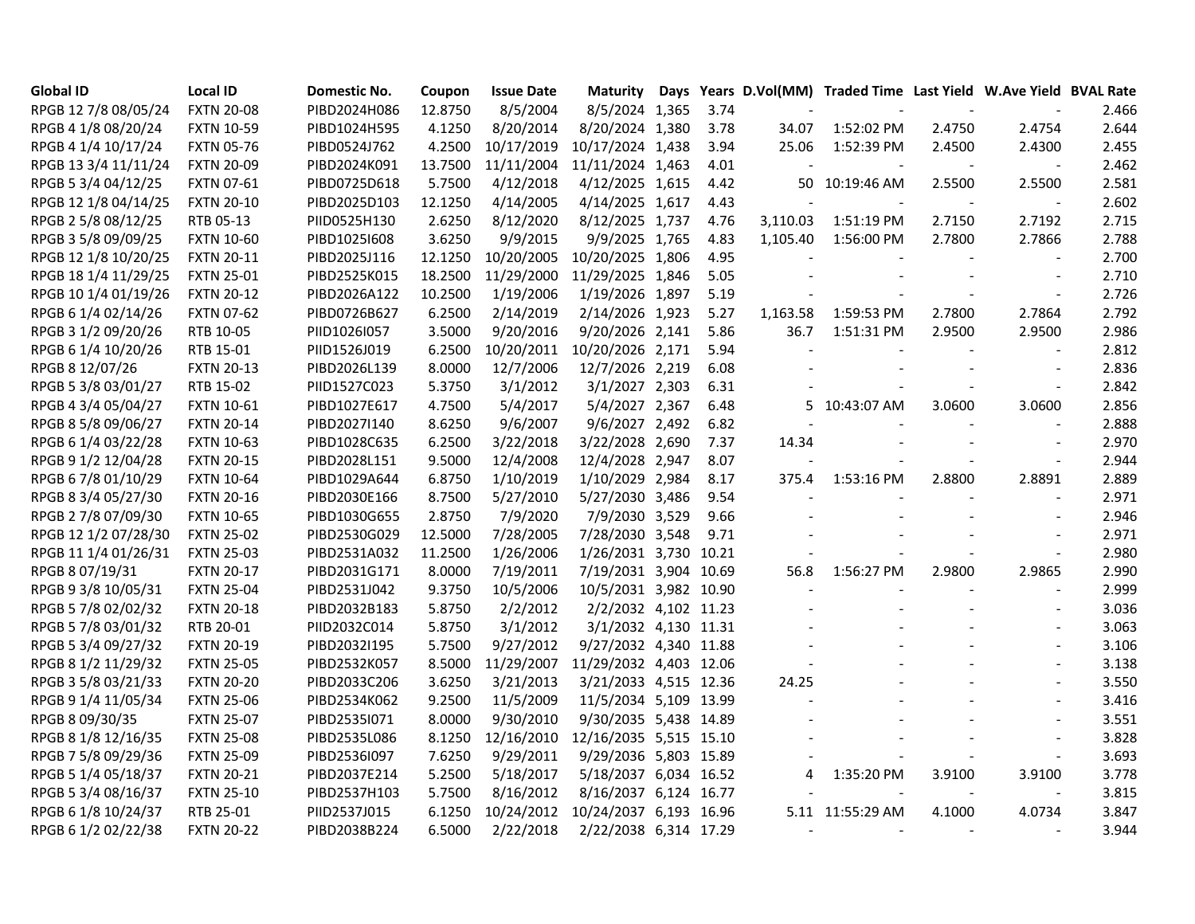| Global ID | Local ID | Domestic No. | Coupon | Issue Date | Maturity | Days | Years | D.Vol(MM) | Traded Time | Last Yield | W.Ave Yield | BVAL Rate |
|---|---|---|---|---|---|---|---|---|---|---|---|---|
| RPGB 12 7/8 08/05/24 | FXTN 20-08 | PIBD2024H086 | 12.8750 | 8/5/2004 | 8/5/2024 | 1,365 | 3.74 | - | - | - | - | 2.466 |
| RPGB 4 1/8 08/20/24 | FXTN 10-59 | PIBD1024H595 | 4.1250 | 8/20/2014 | 8/20/2024 | 1,380 | 3.78 | 34.07 | 1:52:02 PM | 2.4750 | 2.4754 | 2.644 |
| RPGB 4 1/4 10/17/24 | FXTN 05-76 | PIBD0524J762 | 4.2500 | 10/17/2019 | 10/17/2024 | 1,438 | 3.94 | 25.06 | 1:52:39 PM | 2.4500 | 2.4300 | 2.455 |
| RPGB 13 3/4 11/11/24 | FXTN 20-09 | PIBD2024K091 | 13.7500 | 11/11/2004 | 11/11/2024 | 1,463 | 4.01 | - | - | - | - | 2.462 |
| RPGB 5 3/4 04/12/25 | FXTN 07-61 | PIBD0725D618 | 5.7500 | 4/12/2018 | 4/12/2025 | 1,615 | 4.42 | 50 | 10:19:46 AM | 2.5500 | 2.5500 | 2.581 |
| RPGB 12 1/8 04/14/25 | FXTN 20-10 | PIBD2025D103 | 12.1250 | 4/14/2005 | 4/14/2025 | 1,617 | 4.43 | - | - | - | - | 2.602 |
| RPGB 2 5/8 08/12/25 | RTB 05-13 | PIID0525H130 | 2.6250 | 8/12/2020 | 8/12/2025 | 1,737 | 4.76 | 3,110.03 | 1:51:19 PM | 2.7150 | 2.7192 | 2.715 |
| RPGB 3 5/8 09/09/25 | FXTN 10-60 | PIBD1025I608 | 3.6250 | 9/9/2015 | 9/9/2025 | 1,765 | 4.83 | 1,105.40 | 1:56:00 PM | 2.7800 | 2.7866 | 2.788 |
| RPGB 12 1/8 10/20/25 | FXTN 20-11 | PIBD2025J116 | 12.1250 | 10/20/2005 | 10/20/2025 | 1,806 | 4.95 | - | - | - | - | 2.700 |
| RPGB 18 1/4 11/29/25 | FXTN 25-01 | PIBD2525K015 | 18.2500 | 11/29/2000 | 11/29/2025 | 1,846 | 5.05 | - | - | - | - | 2.710 |
| RPGB 10 1/4 01/19/26 | FXTN 20-12 | PIBD2026A122 | 10.2500 | 1/19/2006 | 1/19/2026 | 1,897 | 5.19 | - | - | - | - | 2.726 |
| RPGB 6 1/4 02/14/26 | FXTN 07-62 | PIBD0726B627 | 6.2500 | 2/14/2019 | 2/14/2026 | 1,923 | 5.27 | 1,163.58 | 1:59:53 PM | 2.7800 | 2.7864 | 2.792 |
| RPGB 3 1/2 09/20/26 | RTB 10-05 | PIID1026I057 | 3.5000 | 9/20/2016 | 9/20/2026 | 2,141 | 5.86 | 36.7 | 1:51:31 PM | 2.9500 | 2.9500 | 2.986 |
| RPGB 6 1/4 10/20/26 | RTB 15-01 | PIID1526J019 | 6.2500 | 10/20/2011 | 10/20/2026 | 2,171 | 5.94 | - | - | - | - | 2.812 |
| RPGB 8 12/07/26 | FXTN 20-13 | PIBD2026L139 | 8.0000 | 12/7/2006 | 12/7/2026 | 2,219 | 6.08 | - | - | - | - | 2.836 |
| RPGB 5 3/8 03/01/27 | RTB 15-02 | PIID1527C023 | 5.3750 | 3/1/2012 | 3/1/2027 | 2,303 | 6.31 | - | - | - | - | 2.842 |
| RPGB 4 3/4 05/04/27 | FXTN 10-61 | PIBD1027E617 | 4.7500 | 5/4/2017 | 5/4/2027 | 2,367 | 6.48 | 5 | 10:43:07 AM | 3.0600 | 3.0600 | 2.856 |
| RPGB 8 5/8 09/06/27 | FXTN 20-14 | PIBD2027I140 | 8.6250 | 9/6/2007 | 9/6/2027 | 2,492 | 6.82 | - | - | - | - | 2.888 |
| RPGB 6 1/4 03/22/28 | FXTN 10-63 | PIBD1028C635 | 6.2500 | 3/22/2018 | 3/22/2028 | 2,690 | 7.37 | 14.34 | - | - | - | 2.970 |
| RPGB 9 1/2 12/04/28 | FXTN 20-15 | PIBD2028L151 | 9.5000 | 12/4/2008 | 12/4/2028 | 2,947 | 8.07 | - | - | - | - | 2.944 |
| RPGB 6 7/8 01/10/29 | FXTN 10-64 | PIBD1029A644 | 6.8750 | 1/10/2019 | 1/10/2029 | 2,984 | 8.17 | 375.4 | 1:53:16 PM | 2.8800 | 2.8891 | 2.889 |
| RPGB 8 3/4 05/27/30 | FXTN 20-16 | PIBD2030E166 | 8.7500 | 5/27/2010 | 5/27/2030 | 3,486 | 9.54 | - | - | - | - | 2.971 |
| RPGB 2 7/8 07/09/30 | FXTN 10-65 | PIBD1030G655 | 2.8750 | 7/9/2020 | 7/9/2030 | 3,529 | 9.66 | - | - | - | - | 2.946 |
| RPGB 12 1/2 07/28/30 | FXTN 25-02 | PIBD2530G029 | 12.5000 | 7/28/2005 | 7/28/2030 | 3,548 | 9.71 | - | - | - | - | 2.971 |
| RPGB 11 1/4 01/26/31 | FXTN 25-03 | PIBD2531A032 | 11.2500 | 1/26/2006 | 1/26/2031 | 3,730 | 10.21 | - | - | - | - | 2.980 |
| RPGB 8 07/19/31 | FXTN 20-17 | PIBD2031G171 | 8.0000 | 7/19/2011 | 7/19/2031 | 3,904 | 10.69 | 56.8 | 1:56:27 PM | 2.9800 | 2.9865 | 2.990 |
| RPGB 9 3/8 10/05/31 | FXTN 25-04 | PIBD2531J042 | 9.3750 | 10/5/2006 | 10/5/2031 | 3,982 | 10.90 | - | - | - | - | 2.999 |
| RPGB 5 7/8 02/02/32 | FXTN 20-18 | PIBD2032B183 | 5.8750 | 2/2/2012 | 2/2/2032 | 4,102 | 11.23 | - | - | - | - | 3.036 |
| RPGB 5 7/8 03/01/32 | RTB 20-01 | PIID2032C014 | 5.8750 | 3/1/2012 | 3/1/2032 | 4,130 | 11.31 | - | - | - | - | 3.063 |
| RPGB 5 3/4 09/27/32 | FXTN 20-19 | PIBD2032I195 | 5.7500 | 9/27/2012 | 9/27/2032 | 4,340 | 11.88 | - | - | - | - | 3.106 |
| RPGB 8 1/2 11/29/32 | FXTN 25-05 | PIBD2532K057 | 8.5000 | 11/29/2007 | 11/29/2032 | 4,403 | 12.06 | - | - | - | - | 3.138 |
| RPGB 3 5/8 03/21/33 | FXTN 20-20 | PIBD2033C206 | 3.6250 | 3/21/2013 | 3/21/2033 | 4,515 | 12.36 | 24.25 | - | - | - | 3.550 |
| RPGB 9 1/4 11/05/34 | FXTN 25-06 | PIBD2534K062 | 9.2500 | 11/5/2009 | 11/5/2034 | 5,109 | 13.99 | - | - | - | - | 3.416 |
| RPGB 8 09/30/35 | FXTN 25-07 | PIBD2535I071 | 8.0000 | 9/30/2010 | 9/30/2035 | 5,438 | 14.89 | - | - | - | - | 3.551 |
| RPGB 8 1/8 12/16/35 | FXTN 25-08 | PIBD2535L086 | 8.1250 | 12/16/2010 | 12/16/2035 | 5,515 | 15.10 | - | - | - | - | 3.828 |
| RPGB 7 5/8 09/29/36 | FXTN 25-09 | PIBD2536I097 | 7.6250 | 9/29/2011 | 9/29/2036 | 5,803 | 15.89 | - | - | - | - | 3.693 |
| RPGB 5 1/4 05/18/37 | FXTN 20-21 | PIBD2037E214 | 5.2500 | 5/18/2017 | 5/18/2037 | 6,034 | 16.52 | 4 | 1:35:20 PM | 3.9100 | 3.9100 | 3.778 |
| RPGB 5 3/4 08/16/37 | FXTN 25-10 | PIBD2537H103 | 5.7500 | 8/16/2012 | 8/16/2037 | 6,124 | 16.77 | - | - | - | - | 3.815 |
| RPGB 6 1/8 10/24/37 | RTB 25-01 | PIID2537J015 | 6.1250 | 10/24/2012 | 10/24/2037 | 6,193 | 16.96 | 5.11 | 11:55:29 AM | 4.1000 | 4.0734 | 3.847 |
| RPGB 6 1/2 02/22/38 | FXTN 20-22 | PIBD2038B224 | 6.5000 | 2/22/2018 | 2/22/2038 | 6,314 | 17.29 | - | - | - | - | 3.944 |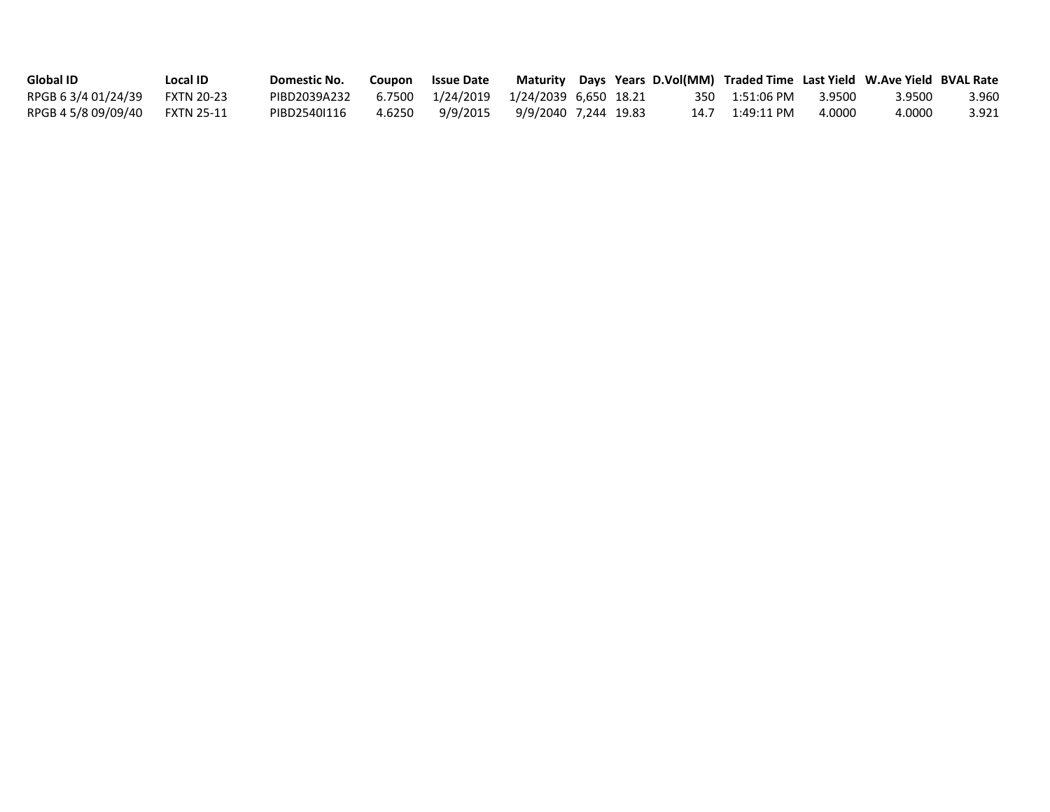| Global ID | Local ID | Domestic No. | Coupon | Issue Date | Maturity | Days | Years | D.Vol(MM) | Traded Time | Last Yield | W.Ave Yield | BVAL Rate |
|---|---|---|---|---|---|---|---|---|---|---|---|---|
| RPGB 6 3/4 01/24/39 | FXTN 20-23 | PIBD2039A232 | 6.7500 | 1/24/2019 | 1/24/2039 | 6,650 | 18.21 | 350 | 1:51:06 PM | 3.9500 | 3.9500 | 3.960 |
| RPGB 4 5/8 09/09/40 | FXTN 25-11 | PIBD2540I116 | 4.6250 | 9/9/2015 | 9/9/2040 | 7,244 | 19.83 | 14.7 | 1:49:11 PM | 4.0000 | 4.0000 | 3.921 |